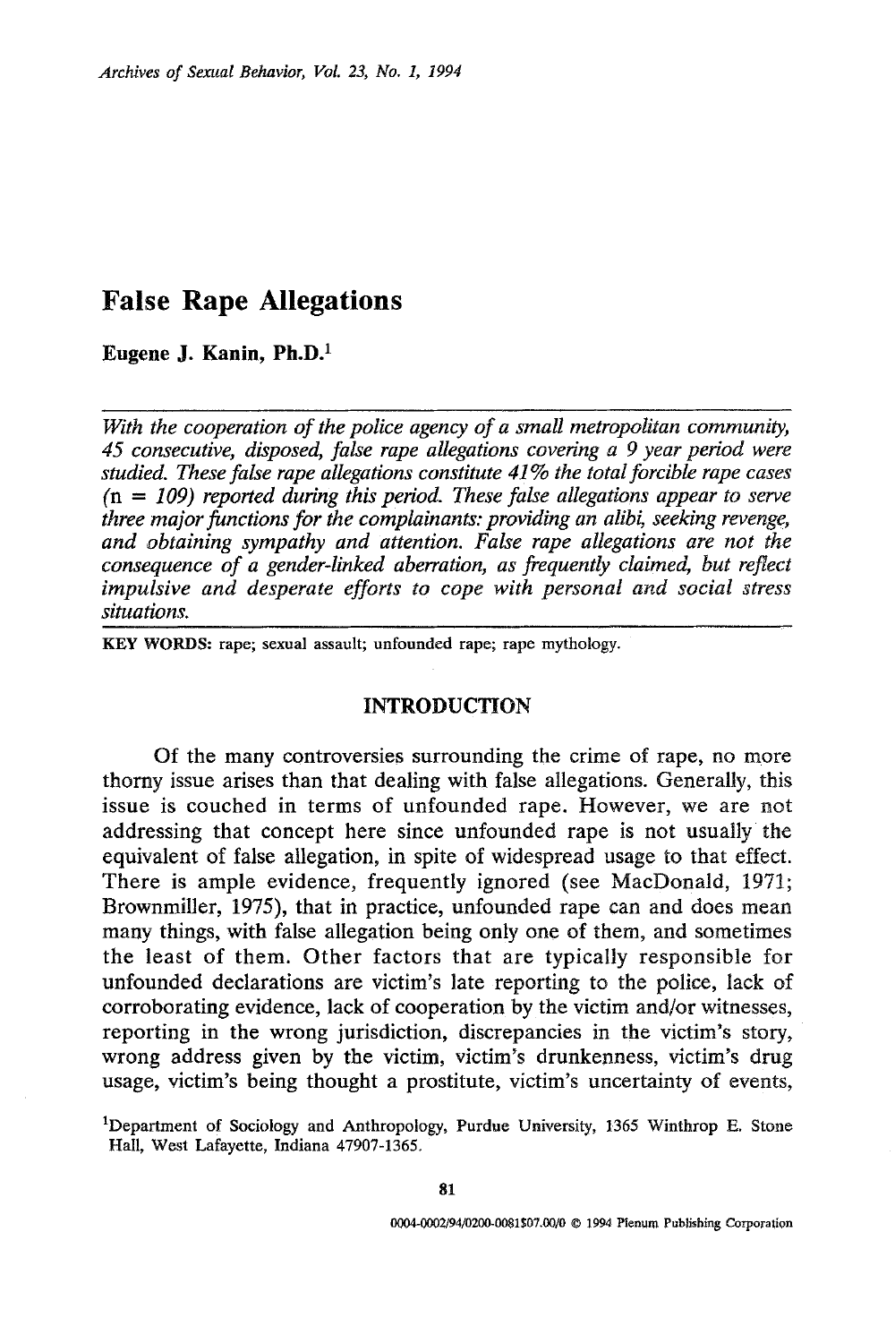# False Rape Allegations

**Eugene J. Kanin, Ph.D.**[1]

*With the cooperation of the police agency of a small metropolitan community, 45 consecutive, disposed, false rape allegations covering a 9 year period were studied. These false rape allegations constitute 41% the total forcible rape cases (n = 109) reported during this period. These false allegations appear to serve three major functions for the complainants: providing an alibi, seeking revenge, and obtaining sympathy and attention. False rape allegations are not the consequence of a gender-linked aberration, as frequently claimed, but reflect impulsive and desperate efforts to cope with personal and social stress situations.*

**KEY WORDS:** rape; sexual assault; unfounded rape; rape mythology.

## INTRODUCTION

Of the many controversies surrounding the crime of rape, no more thorny issue arises than that dealing with false allegations. Generally, this issue is couched in terms of unfounded rape. However, we are not addressing that concept here since unfounded rape is not usually the equivalent of false allegation, in spite of widespread usage to that effect. There is ample evidence, frequently ignored (see MacDonald, 1971; Brownmiller, 1975), that in practice, unfounded rape can and does mean many things, with false allegation being only one of them, and sometimes the least of them. Other factors that are typically responsible for unfounded declarations are victim's late reporting to the police, lack of corroborating evidence, lack of cooperation by the victim and/or witnesses, reporting in the wrong jurisdiction, discrepancies in the victim's story, wrong address given by the victim, victim's drunkenness, victim's drug usage, victim's being thought a prostitute, victim's uncertainty of events,

[1]Department of Sociology and Anthropology, Purdue University, 1365 Winthrop E. Stone Hall, West Lafayette, Indiana 47907-1365.

0004-0002/94/0200-0081$07.00/0 © 1994 Plenum Publishing Corporation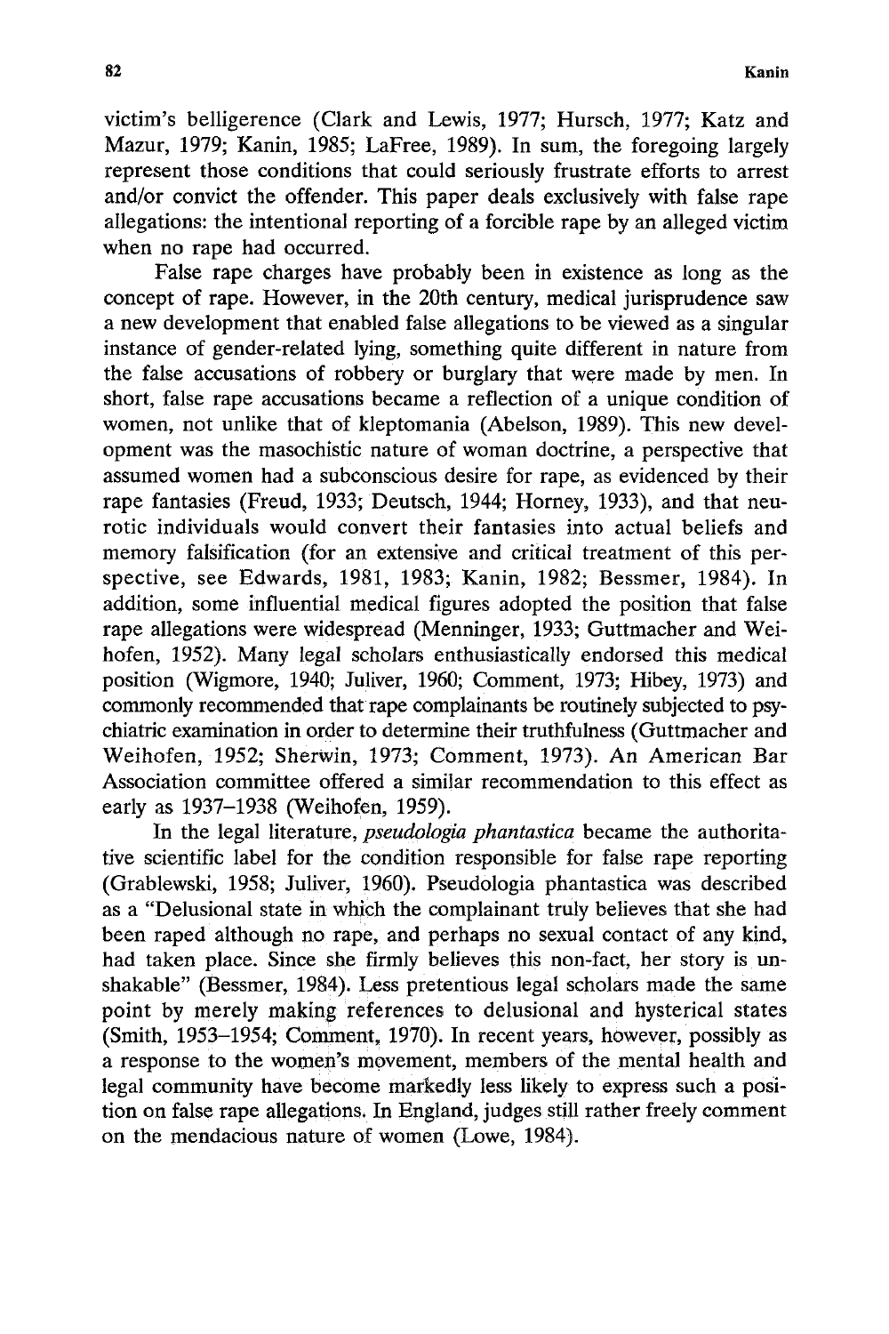victim's belligerence (Clark and Lewis, 1977; Hursch, 1977; Katz and Mazur, 1979; Kanin, 1985; LaFree, 1989). In sum, the foregoing largely represent those conditions that could seriously frustrate efforts to arrest and/or convict the offender. This paper deals exclusively with false rape allegations: the intentional reporting of a forcible rape by an alleged victim when no rape had occurred.

False rape charges have probably been in existence as long as the concept of rape. However, in the 20th century, medical jurisprudence saw a new development that enabled false allegations to be viewed as a singular instance of gender-related lying, something quite different in nature from the false accusations of robbery or burglary that were made by men. In short, false rape accusations became a reflection of a unique condition of women, not unlike that of kleptomania (Abelson, 1989). This new development was the masochistic nature of woman doctrine, a perspective that assumed women had a subconscious desire for rape, as evidenced by their rape fantasies (Freud, 1933; Deutsch, 1944; Horney, 1933), and that neurotic individuals would convert their fantasies into actual beliefs and memory falsification (for an extensive and critical treatment of this perspective, see Edwards, 1981, 1983; Kanin, 1982; Bessmer, 1984). In addition, some influential medical figures adopted the position that false rape allegations were widespread (Menninger, 1933; Guttmacher and Weihofen, 1952). Many legal scholars enthusiastically endorsed this medical position (Wigmore, 1940; Juliver, 1960; Comment, 1973; Hibey, 1973) and commonly recommended that rape complainants be routinely subjected to psychiatric examination in order to determine their truthfulness (Guttmacher and Weihofen, 1952; Sherwin, 1973; Comment, 1973). An American Bar Association committee offered a similar recommendation to this effect as early as 1937–1938 (Weihofen, 1959).

In the legal literature, *pseudologia phantastica* became the authoritative scientific label for the condition responsible for false rape reporting (Grablewski, 1958; Juliver, 1960). Pseudologia phantastica was described as a "Delusional state in which the complainant truly believes that she had been raped although no rape, and perhaps no sexual contact of any kind, had taken place. Since she firmly believes this non-fact, her story is unshakable" (Bessmer, 1984). Less pretentious legal scholars made the same point by merely making references to delusional and hysterical states (Smith, 1953–1954; Comment, 1970). In recent years, however, possibly as a response to the women's movement, members of the mental health and legal community have become markedly less likely to express such a position on false rape allegations. In England, judges still rather freely comment on the mendacious nature of women (Lowe, 1984).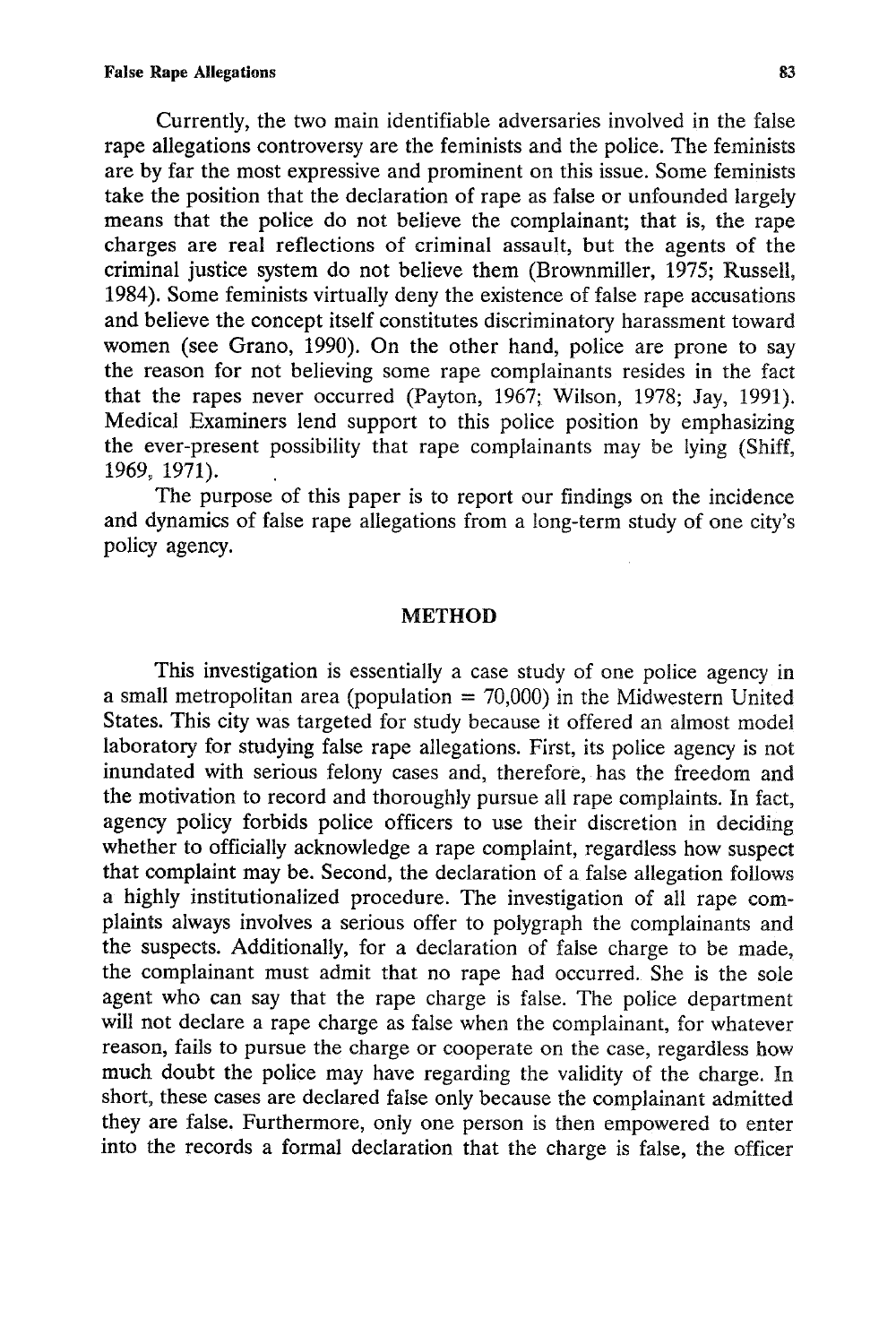Currently, the two main identifiable adversaries involved in the false rape allegations controversy are the feminists and the police. The feminists are by far the most expressive and prominent on this issue. Some feminists take the position that the declaration of rape as false or unfounded largely means that the police do not believe the complainant; that is, the rape charges are real reflections of criminal assault, but the agents of the criminal justice system do not believe them (Brownmiller, 1975; Russell, 1984). Some feminists virtually deny the existence of false rape accusations and believe the concept itself constitutes discriminatory harassment toward women (see Grano, 1990). On the other hand, police are prone to say the reason for not believing some rape complainants resides in the fact that the rapes never occurred (Payton, 1967; Wilson, 1978; Jay, 1991). Medical Examiners lend support to this police position by emphasizing the ever-present possibility that rape complainants may be lying (Shiff, 1969, 1971).

The purpose of this paper is to report our findings on the incidence and dynamics of false rape allegations from a long-term study of one city's policy agency.

## METHOD

This investigation is essentially a case study of one police agency in a small metropolitan area (population = 70,000) in the Midwestern United States. This city was targeted for study because it offered an almost model laboratory for studying false rape allegations. First, its police agency is not inundated with serious felony cases and, therefore, has the freedom and the motivation to record and thoroughly pursue all rape complaints. In fact, agency policy forbids police officers to use their discretion in deciding whether to officially acknowledge a rape complaint, regardless how suspect that complaint may be. Second, the declaration of a false allegation follows a highly institutionalized procedure. The investigation of all rape complaints always involves a serious offer to polygraph the complainants and the suspects. Additionally, for a declaration of false charge to be made, the complainant must admit that no rape had occurred. She is the sole agent who can say that the rape charge is false. The police department will not declare a rape charge as false when the complainant, for whatever reason, fails to pursue the charge or cooperate on the case, regardless how much doubt the police may have regarding the validity of the charge. In short, these cases are declared false only because the complainant admitted they are false. Furthermore, only one person is then empowered to enter into the records a formal declaration that the charge is false, the officer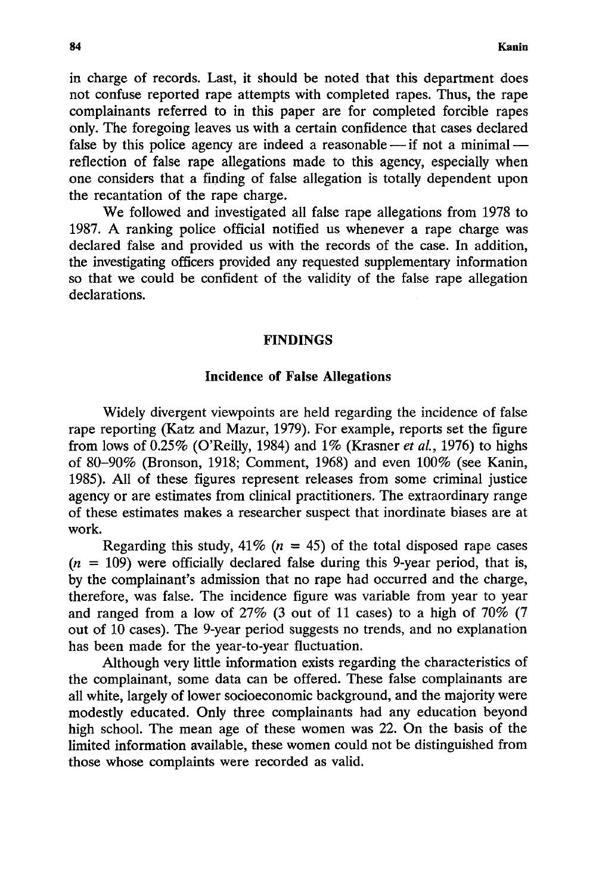in charge of records. Last, it should be noted that this department does not confuse reported rape attempts with completed rapes. Thus, the rape complainants referred to in this paper are for completed forcible rapes only. The foregoing leaves us with a certain confidence that cases declared false by this police agency are indeed a reasonable — if not a minimal — reflection of false rape allegations made to this agency, especially when one considers that a finding of false allegation is totally dependent upon the recantation of the rape charge.

We followed and investigated all false rape allegations from 1978 to 1987. A ranking police official notified us whenever a rape charge was declared false and provided us with the records of the case. In addition, the investigating officers provided any requested supplementary information so that we could be confident of the validity of the false rape allegation declarations.

## FINDINGS

### Incidence of False Allegations

Widely divergent viewpoints are held regarding the incidence of false rape reporting (Katz and Mazur, 1979). For example, reports set the figure from lows of 0.25% (O'Reilly, 1984) and 1% (Krasner *et al.*, 1976) to highs of 80–90% (Bronson, 1918; Comment, 1968) and even 100% (see Kanin, 1985). All of these figures represent releases from some criminal justice agency or are estimates from clinical practitioners. The extraordinary range of these estimates makes a researcher suspect that inordinate biases are at work.

Regarding this study, 41% ($n = 45$) of the total disposed rape cases ($n = 109$) were officially declared false during this 9-year period, that is, by the complainant's admission that no rape had occurred and the charge, therefore, was false. The incidence figure was variable from year to year and ranged from a low of 27% (3 out of 11 cases) to a high of 70% (7 out of 10 cases). The 9-year period suggests no trends, and no explanation has been made for the year-to-year fluctuation.

Although very little information exists regarding the characteristics of the complainant, some data can be offered. These false complainants are all white, largely of lower socioeconomic background, and the majority were modestly educated. Only three complainants had any education beyond high school. The mean age of these women was 22. On the basis of the limited information available, these women could not be distinguished from those whose complaints were recorded as valid.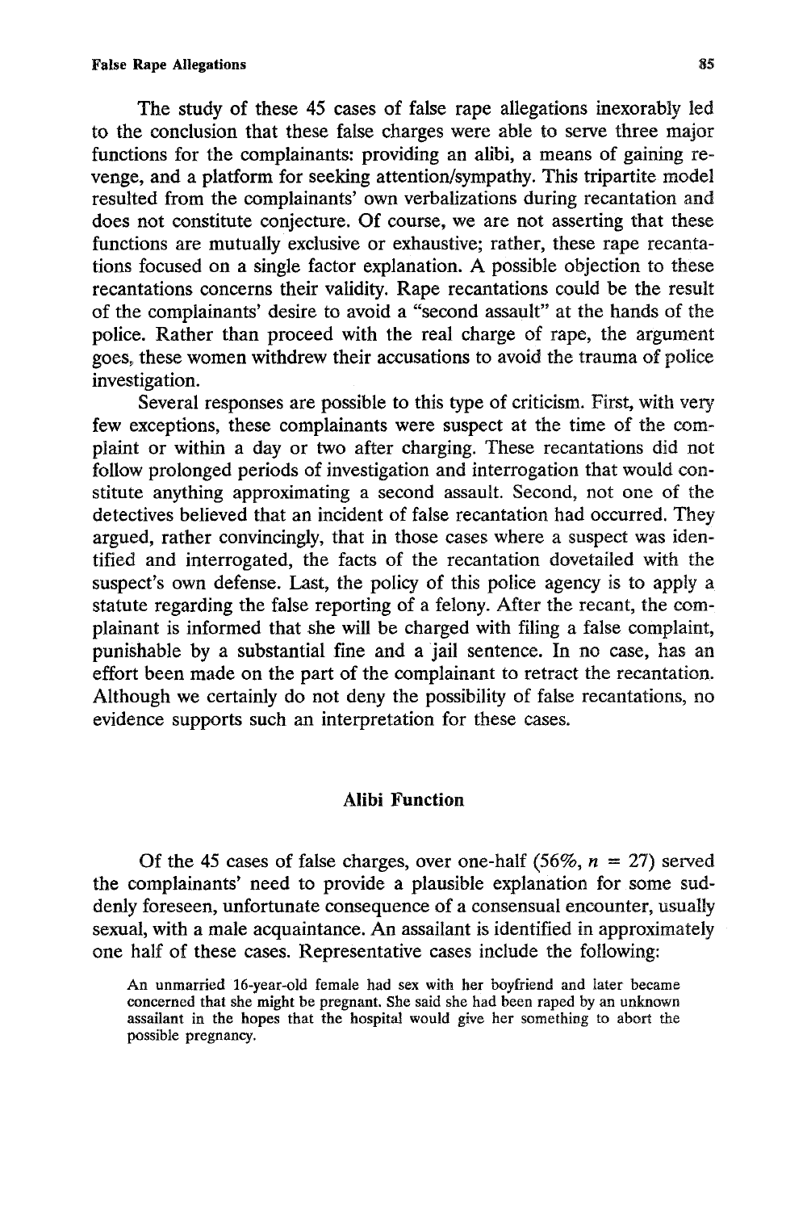The study of these 45 cases of false rape allegations inexorably led to the conclusion that these false charges were able to serve three major functions for the complainants: providing an alibi, a means of gaining revenge, and a platform for seeking attention/sympathy. This tripartite model resulted from the complainants' own verbalizations during recantation and does not constitute conjecture. Of course, we are not asserting that these functions are mutually exclusive or exhaustive; rather, these rape recantations focused on a single factor explanation. A possible objection to these recantations concerns their validity. Rape recantations could be the result of the complainants' desire to avoid a "second assault" at the hands of the police. Rather than proceed with the real charge of rape, the argument goes, these women withdrew their accusations to avoid the trauma of police investigation.

Several responses are possible to this type of criticism. First, with very few exceptions, these complainants were suspect at the time of the complaint or within a day or two after charging. These recantations did not follow prolonged periods of investigation and interrogation that would constitute anything approximating a second assault. Second, not one of the detectives believed that an incident of false recantation had occurred. They argued, rather convincingly, that in those cases where a suspect was identified and interrogated, the facts of the recantation dovetailed with the suspect's own defense. Last, the policy of this police agency is to apply a statute regarding the false reporting of a felony. After the recant, the complainant is informed that she will be charged with filing a false complaint, punishable by a substantial fine and a jail sentence. In no case, has an effort been made on the part of the complainant to retract the recantation. Although we certainly do not deny the possibility of false recantations, no evidence supports such an interpretation for these cases.

## Alibi Function

Of the 45 cases of false charges, over one-half (56%, $n = 27$) served the complainants' need to provide a plausible explanation for some suddenly foreseen, unfortunate consequence of a consensual encounter, usually sexual, with a male acquaintance. An assailant is identified in approximately one half of these cases. Representative cases include the following:

> An unmarried 16-year-old female had sex with her boyfriend and later became concerned that she might be pregnant. She said she had been raped by an unknown assailant in the hopes that the hospital would give her something to abort the possible pregnancy.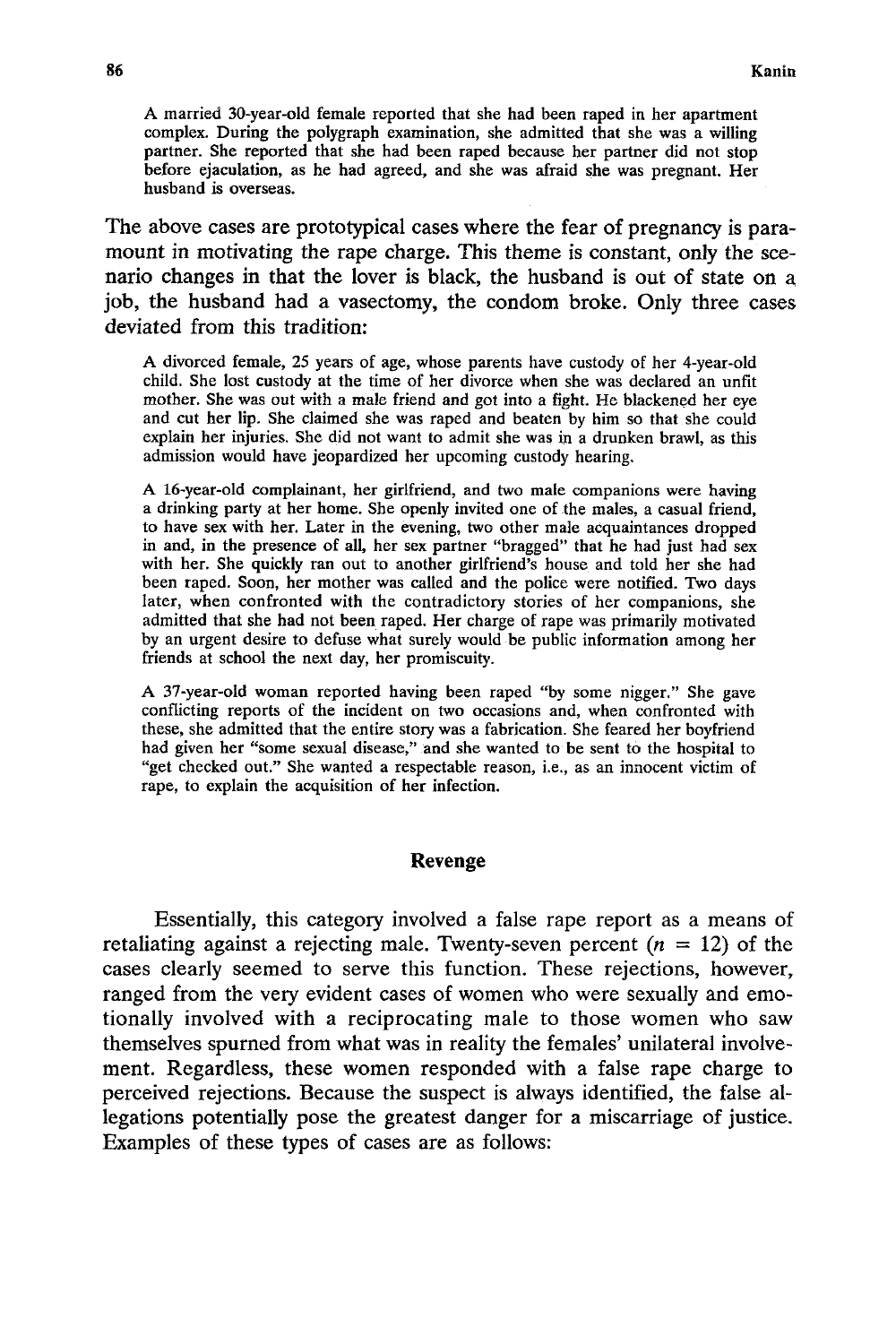A married 30-year-old female reported that she had been raped in her apartment complex. During the polygraph examination, she admitted that she was a willing partner. She reported that she had been raped because her partner did not stop before ejaculation, as he had agreed, and she was afraid she was pregnant. Her husband is overseas.

The above cases are prototypical cases where the fear of pregnancy is paramount in motivating the rape charge. This theme is constant, only the scenario changes in that the lover is black, the husband is out of state on a job, the husband had a vasectomy, the condom broke. Only three cases deviated from this tradition:

A divorced female, 25 years of age, whose parents have custody of her 4-year-old child. She lost custody at the time of her divorce when she was declared an unfit mother. She was out with a male friend and got into a fight. He blackened her eye and cut her lip. She claimed she was raped and beaten by him so that she could explain her injuries. She did not want to admit she was in a drunken brawl, as this admission would have jeopardized her upcoming custody hearing.

A 16-year-old complainant, her girlfriend, and two male companions were having a drinking party at her home. She openly invited one of the males, a casual friend, to have sex with her. Later in the evening, two other male acquaintances dropped in and, in the presence of all, her sex partner "bragged" that he had just had sex with her. She quickly ran out to another girlfriend's house and told her she had been raped. Soon, her mother was called and the police were notified. Two days later, when confronted with the contradictory stories of her companions, she admitted that she had not been raped. Her charge of rape was primarily motivated by an urgent desire to defuse what surely would be public information among her friends at school the next day, her promiscuity.

A 37-year-old woman reported having been raped "by some nigger." She gave conflicting reports of the incident on two occasions and, when confronted with these, she admitted that the entire story was a fabrication. She feared her boyfriend had given her "some sexual disease," and she wanted to be sent to the hospital to "get checked out." She wanted a respectable reason, i.e., as an innocent victim of rape, to explain the acquisition of her infection.

## Revenge

Essentially, this category involved a false rape report as a means of retaliating against a rejecting male. Twenty-seven percent ($n = 12$) of the cases clearly seemed to serve this function. These rejections, however, ranged from the very evident cases of women who were sexually and emotionally involved with a reciprocating male to those women who saw themselves spurned from what was in reality the females' unilateral involvement. Regardless, these women responded with a false rape charge to perceived rejections. Because the suspect is always identified, the false allegations potentially pose the greatest danger for a miscarriage of justice. Examples of these types of cases are as follows: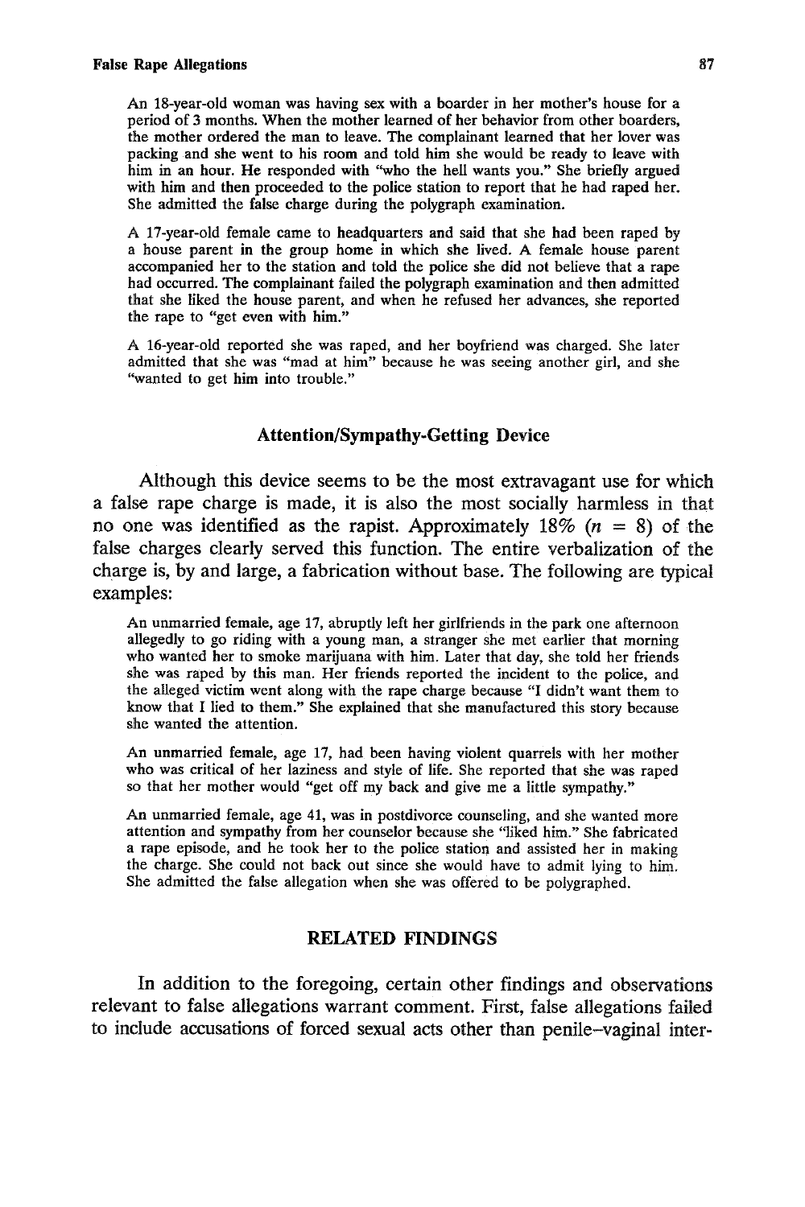An 18-year-old woman was having sex with a boarder in her mother's house for a period of 3 months. When the mother learned of her behavior from other boarders, the mother ordered the man to leave. The complainant learned that her lover was packing and she went to his room and told him she would be ready to leave with him in an hour. He responded with "who the hell wants you." She briefly argued with him and then proceeded to the police station to report that he had raped her. She admitted the false charge during the polygraph examination.

A 17-year-old female came to headquarters and said that she had been raped by a house parent in the group home in which she lived. A female house parent accompanied her to the station and told the police she did not believe that a rape had occurred. The complainant failed the polygraph examination and then admitted that she liked the house parent, and when he refused her advances, she reported the rape to "get even with him."

A 16-year-old reported she was raped, and her boyfriend was charged. She later admitted that she was "mad at him" because he was seeing another girl, and she "wanted to get him into trouble."

### Attention/Sympathy-Getting Device

Although this device seems to be the most extravagant use for which a false rape charge is made, it is also the most socially harmless in that no one was identified as the rapist. Approximately 18% ($n = 8$) of the false charges clearly served this function. The entire verbalization of the charge is, by and large, a fabrication without base. The following are typical examples:

An unmarried female, age 17, abruptly left her girlfriends in the park one afternoon allegedly to go riding with a young man, a stranger she met earlier that morning who wanted her to smoke marijuana with him. Later that day, she told her friends she was raped by this man. Her friends reported the incident to the police, and the alleged victim went along with the rape charge because "I didn't want them to know that I lied to them." She explained that she manufactured this story because she wanted the attention.

An unmarried female, age 17, had been having violent quarrels with her mother who was critical of her laziness and style of life. She reported that she was raped so that her mother would "get off my back and give me a little sympathy."

An unmarried female, age 41, was in postdivorce counseling, and she wanted more attention and sympathy from her counselor because she "liked him." She fabricated a rape episode, and he took her to the police station and assisted her in making the charge. She could not back out since she would have to admit lying to him. She admitted the false allegation when she was offered to be polygraphed.

## RELATED FINDINGS

In addition to the foregoing, certain other findings and observations relevant to false allegations warrant comment. First, false allegations failed to include accusations of forced sexual acts other than penile–vaginal inter-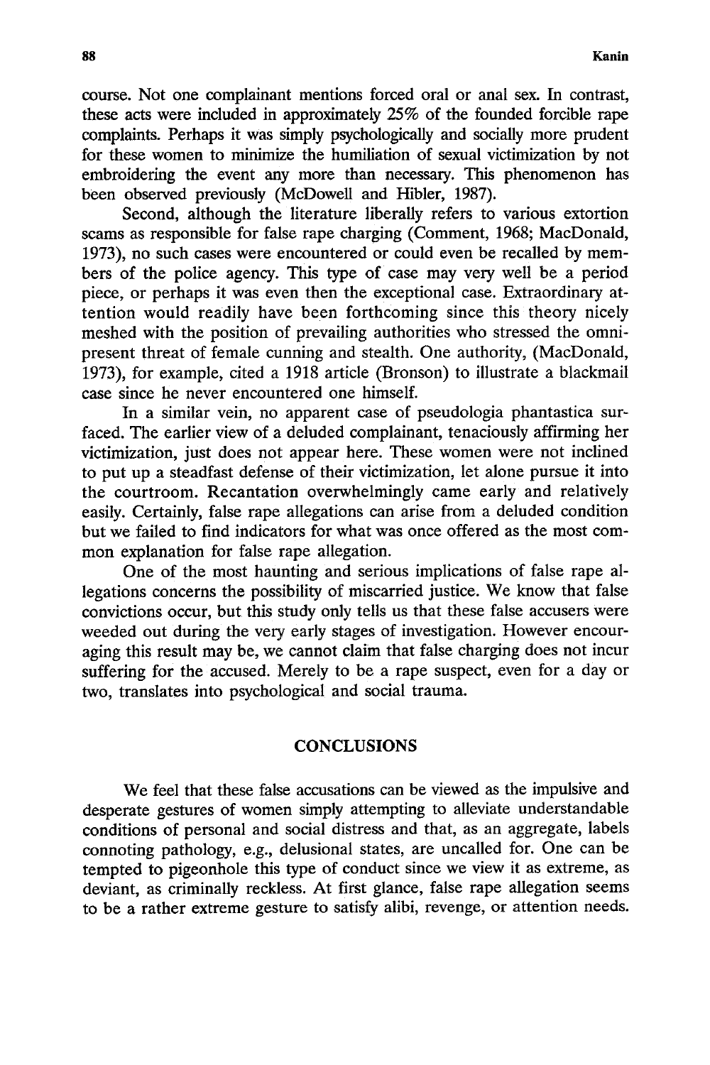course. Not one complainant mentions forced oral or anal sex. In contrast, these acts were included in approximately 25% of the founded forcible rape complaints. Perhaps it was simply psychologically and socially more prudent for these women to minimize the humiliation of sexual victimization by not embroidering the event any more than necessary. This phenomenon has been observed previously (McDowell and Hibler, 1987).

Second, although the literature liberally refers to various extortion scams as responsible for false rape charging (Comment, 1968; MacDonald, 1973), no such cases were encountered or could even be recalled by members of the police agency. This type of case may very well be a period piece, or perhaps it was even then the exceptional case. Extraordinary attention would readily have been forthcoming since this theory nicely meshed with the position of prevailing authorities who stressed the omnipresent threat of female cunning and stealth. One authority, (MacDonald, 1973), for example, cited a 1918 article (Bronson) to illustrate a blackmail case since he never encountered one himself.

In a similar vein, no apparent case of pseudologia phantastica surfaced. The earlier view of a deluded complainant, tenaciously affirming her victimization, just does not appear here. These women were not inclined to put up a steadfast defense of their victimization, let alone pursue it into the courtroom. Recantation overwhelmingly came early and relatively easily. Certainly, false rape allegations can arise from a deluded condition but we failed to find indicators for what was once offered as the most common explanation for false rape allegation.

One of the most haunting and serious implications of false rape allegations concerns the possibility of miscarried justice. We know that false convictions occur, but this study only tells us that these false accusers were weeded out during the very early stages of investigation. However encouraging this result may be, we cannot claim that false charging does not incur suffering for the accused. Merely to be a rape suspect, even for a day or two, translates into psychological and social trauma.

## CONCLUSIONS

We feel that these false accusations can be viewed as the impulsive and desperate gestures of women simply attempting to alleviate understandable conditions of personal and social distress and that, as an aggregate, labels connoting pathology, e.g., delusional states, are uncalled for. One can be tempted to pigeonhole this type of conduct since we view it as extreme, as deviant, as criminally reckless. At first glance, false rape allegation seems to be a rather extreme gesture to satisfy alibi, revenge, or attention needs.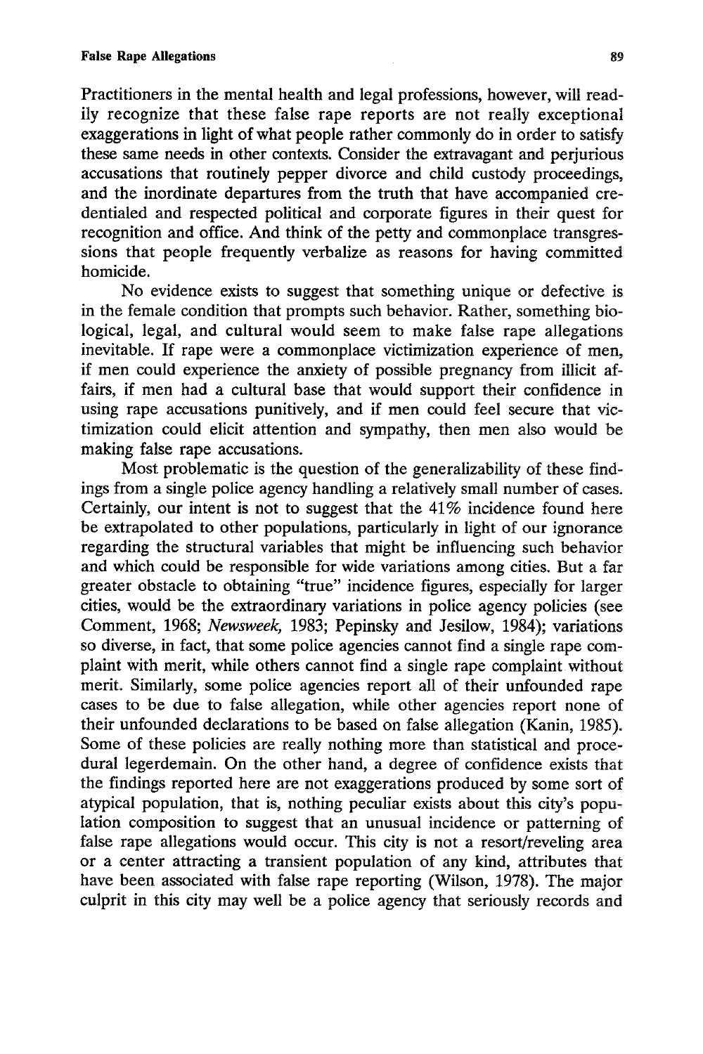Practitioners in the mental health and legal professions, however, will readily recognize that these false rape reports are not really exceptional exaggerations in light of what people rather commonly do in order to satisfy these same needs in other contexts. Consider the extravagant and perjurious accusations that routinely pepper divorce and child custody proceedings, and the inordinate departures from the truth that have accompanied credentialed and respected political and corporate figures in their quest for recognition and office. And think of the petty and commonplace transgressions that people frequently verbalize as reasons for having committed homicide.

No evidence exists to suggest that something unique or defective is in the female condition that prompts such behavior. Rather, something biological, legal, and cultural would seem to make false rape allegations inevitable. If rape were a commonplace victimization experience of men, if men could experience the anxiety of possible pregnancy from illicit affairs, if men had a cultural base that would support their confidence in using rape accusations punitively, and if men could feel secure that victimization could elicit attention and sympathy, then men also would be making false rape accusations.

Most problematic is the question of the generalizability of these findings from a single police agency handling a relatively small number of cases. Certainly, our intent is not to suggest that the 41% incidence found here be extrapolated to other populations, particularly in light of our ignorance regarding the structural variables that might be influencing such behavior and which could be responsible for wide variations among cities. But a far greater obstacle to obtaining "true" incidence figures, especially for larger cities, would be the extraordinary variations in police agency policies (see Comment, 1968; *Newsweek,* 1983; Pepinsky and Jesilow, 1984); variations so diverse, in fact, that some police agencies cannot find a single rape complaint with merit, while others cannot find a single rape complaint without merit. Similarly, some police agencies report all of their unfounded rape cases to be due to false allegation, while other agencies report none of their unfounded declarations to be based on false allegation (Kanin, 1985). Some of these policies are really nothing more than statistical and procedural legerdemain. On the other hand, a degree of confidence exists that the findings reported here are not exaggerations produced by some sort of atypical population, that is, nothing peculiar exists about this city's population composition to suggest that an unusual incidence or patterning of false rape allegations would occur. This city is not a resort/reveling area or a center attracting a transient population of any kind, attributes that have been associated with false rape reporting (Wilson, 1978). The major culprit in this city may well be a police agency that seriously records and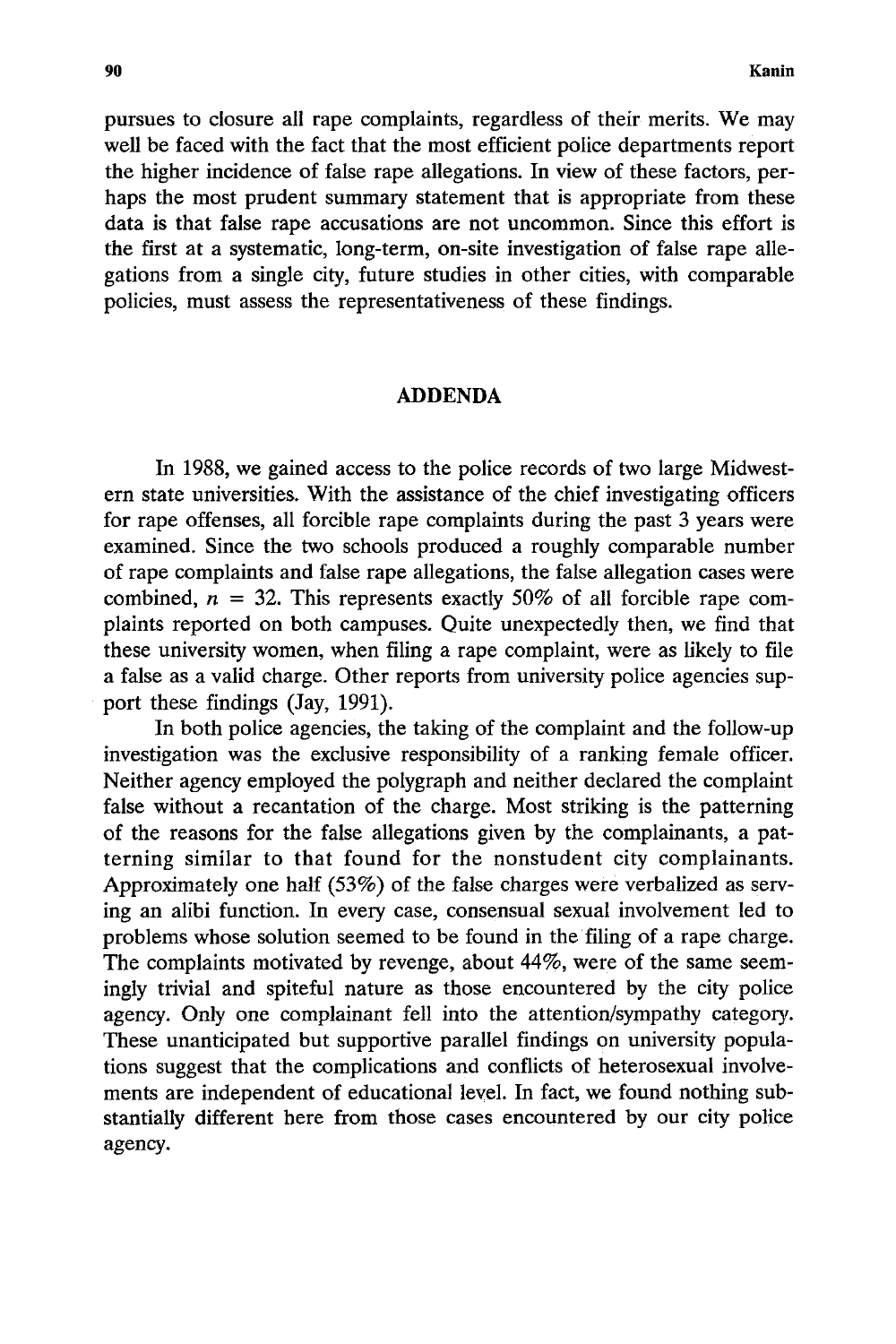pursues to closure all rape complaints, regardless of their merits. We may well be faced with the fact that the most efficient police departments report the higher incidence of false rape allegations. In view of these factors, perhaps the most prudent summary statement that is appropriate from these data is that false rape accusations are not uncommon. Since this effort is the first at a systematic, long-term, on-site investigation of false rape allegations from a single city, future studies in other cities, with comparable policies, must assess the representativeness of these findings.

## ADDENDA

In 1988, we gained access to the police records of two large Midwestern state universities. With the assistance of the chief investigating officers for rape offenses, all forcible rape complaints during the past 3 years were examined. Since the two schools produced a roughly comparable number of rape complaints and false rape allegations, the false allegation cases were combined, $n = 32$. This represents exactly 50% of all forcible rape complaints reported on both campuses. Quite unexpectedly then, we find that these university women, when filing a rape complaint, were as likely to file a false as a valid charge. Other reports from university police agencies support these findings (Jay, 1991).

In both police agencies, the taking of the complaint and the follow-up investigation was the exclusive responsibility of a ranking female officer. Neither agency employed the polygraph and neither declared the complaint false without a recantation of the charge. Most striking is the patterning of the reasons for the false allegations given by the complainants, a patterning similar to that found for the nonstudent city complainants. Approximately one half (53%) of the false charges were verbalized as serving an alibi function. In every case, consensual sexual involvement led to problems whose solution seemed to be found in the filing of a rape charge. The complaints motivated by revenge, about 44%, were of the same seemingly trivial and spiteful nature as those encountered by the city police agency. Only one complainant fell into the attention/sympathy category. These unanticipated but supportive parallel findings on university populations suggest that the complications and conflicts of heterosexual involvements are independent of educational level. In fact, we found nothing substantially different here from those cases encountered by our city police agency.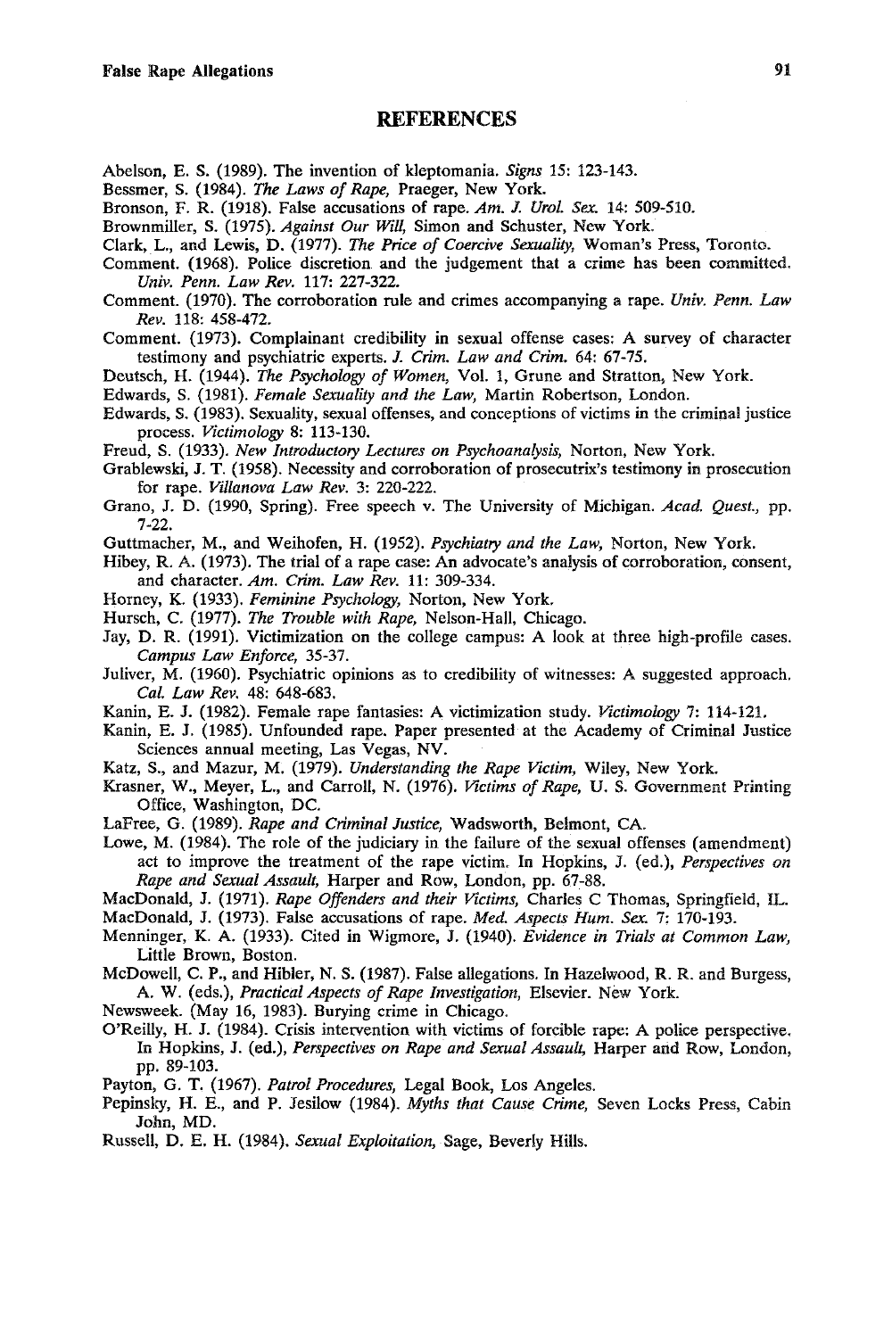## REFERENCES

Abelson, E. S. (1989). The invention of kleptomania. *Signs* 15: 123-143.

Bessmer, S. (1984). *The Laws of Rape,* Praeger, New York.

Bronson, F. R. (1918). False accusations of rape. *Am. J. Urol. Sex.* 14: 509-510.

Brownmiller, S. (1975). *Against Our Will,* Simon and Schuster, New York.

Clark, L., and Lewis, D. (1977). *The Price of Coercive Sexuality,* Woman's Press, Toronto.

Comment. (1968). Police discretion and the judgement that a crime has been committed. *Univ. Penn. Law Rev.* 117: 227-322.

Comment. (1970). The corroboration rule and crimes accompanying a rape. *Univ. Penn. Law Rev.* 118: 458-472.

Comment. (1973). Complainant credibility in sexual offense cases: A survey of character testimony and psychiatric experts. *J. Crim. Law and Crim.* 64: 67-75.

Deutsch, H. (1944). *The Psychology of Women,* Vol. 1, Grune and Stratton, New York.

Edwards, S. (1981). *Female Sexuality and the Law,* Martin Robertson, London.

Edwards, S. (1983). Sexuality, sexual offenses, and conceptions of victims in the criminal justice process. *Victimology* 8: 113-130.

Freud, S. (1933). *New Introductory Lectures on Psychoanalysis,* Norton, New York.

Grablewski, J. T. (1958). Necessity and corroboration of prosecutrix's testimony in prosecution for rape. *Villanova Law Rev.* 3: 220-222.

Grano, J. D. (1990, Spring). Free speech v. The University of Michigan. *Acad. Quest.,* pp. 7-22.

Guttmacher, M., and Weihofen, H. (1952). *Psychiatry and the Law,* Norton, New York.

Hibey, R. A. (1973). The trial of a rape case: An advocate's analysis of corroboration, consent, and character. *Am. Crim. Law Rev.* 11: 309-334.

Horney, K. (1933). *Feminine Psychology,* Norton, New York.

Hursch, C. (1977). *The Trouble with Rape,* Nelson-Hall, Chicago.

Jay, D. R. (1991). Victimization on the college campus: A look at three high-profile cases. *Campus Law Enforce,* 35-37.

Juliver, M. (1960). Psychiatric opinions as to credibility of witnesses: A suggested approach. *Cal. Law Rev.* 48: 648-683.

Kanin, E. J. (1982). Female rape fantasies: A victimization study. *Victimology* 7: 114-121.

Kanin, E. J. (1985). Unfounded rape. Paper presented at the Academy of Criminal Justice Sciences annual meeting, Las Vegas, NV.

Katz, S., and Mazur, M. (1979). *Understanding the Rape Victim,* Wiley, New York.

Krasner, W., Meyer, L., and Carroll, N. (1976). *Victims of Rape,* U. S. Government Printing Office, Washington, DC.

LaFree, G. (1989). *Rape and Criminal Justice,* Wadsworth, Belmont, CA.

Lowe, M. (1984). The role of the judiciary in the failure of the sexual offenses (amendment) act to improve the treatment of the rape victim. In Hopkins, J. (ed.), *Perspectives on Rape and Sexual Assault,* Harper and Row, London, pp. 67-88.

MacDonald, J. (1971). *Rape Offenders and their Victims,* Charles C Thomas, Springfield, IL.

MacDonald, J. (1973). False accusations of rape. *Med. Aspects Hum. Sex.* 7: 170-193.

Menninger, K. A. (1933). Cited in Wigmore, J. (1940). *Evidence in Trials at Common Law,* Little Brown, Boston.

McDowell, C. P., and Hibler, N. S. (1987). False allegations. In Hazelwood, R. R. and Burgess, A. W. (eds.), *Practical Aspects of Rape Investigation,* Elsevier. New York.

Newsweek. (May 16, 1983). Burying crime in Chicago.

O'Reilly, H. J. (1984). Crisis intervention with victims of forcible rape: A police perspective. In Hopkins, J. (ed.), *Perspectives on Rape and Sexual Assault,* Harper and Row, London, pp. 89-103.

Payton, G. T. (1967). *Patrol Procedures,* Legal Book, Los Angeles.

Pepinsky, H. E., and P. Jesilow (1984). *Myths that Cause Crime,* Seven Locks Press, Cabin John, MD.

Russell, D. E. H. (1984). *Sexual Exploitation,* Sage, Beverly Hills.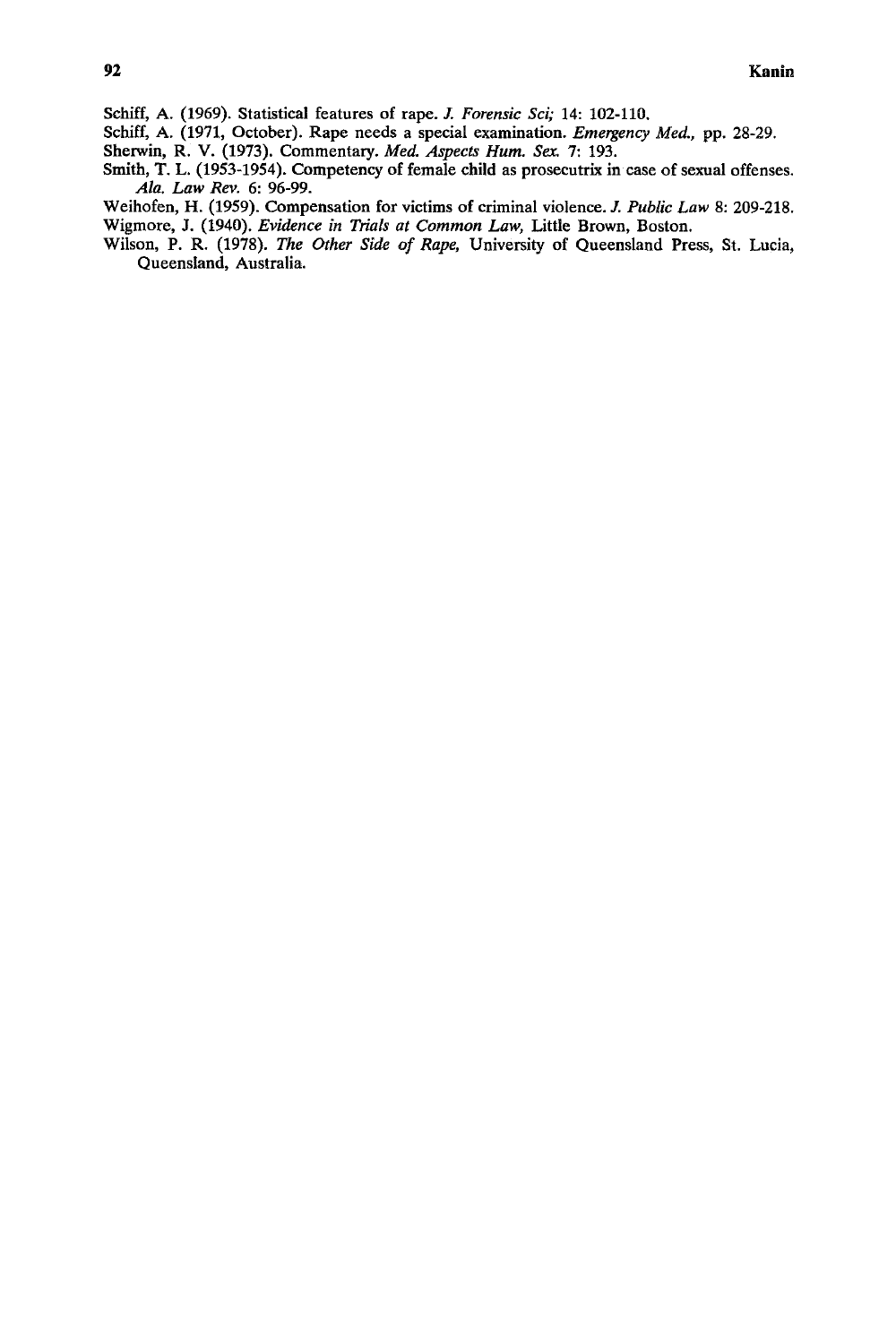Schiff, A. (1969). Statistical features of rape. *J. Forensic Sci;* 14: 102-110.

Schiff, A. (1971, October). Rape needs a special examination. *Emergency Med.,* pp. 28-29.

Sherwin, R. V. (1973). Commentary. *Med. Aspects Hum. Sex.* 7: 193.

Smith, T. L. (1953-1954). Competency of female child as prosecutrix in case of sexual offenses. *Ala. Law Rev.* 6: 96-99.

Weihofen, H. (1959). Compensation for victims of criminal violence. *J. Public Law* 8: 209-218.

Wigmore, J. (1940). *Evidence in Trials at Common Law,* Little Brown, Boston.

Wilson, P. R. (1978). *The Other Side of Rape,* University of Queensland Press, St. Lucia, Queensland, Australia.